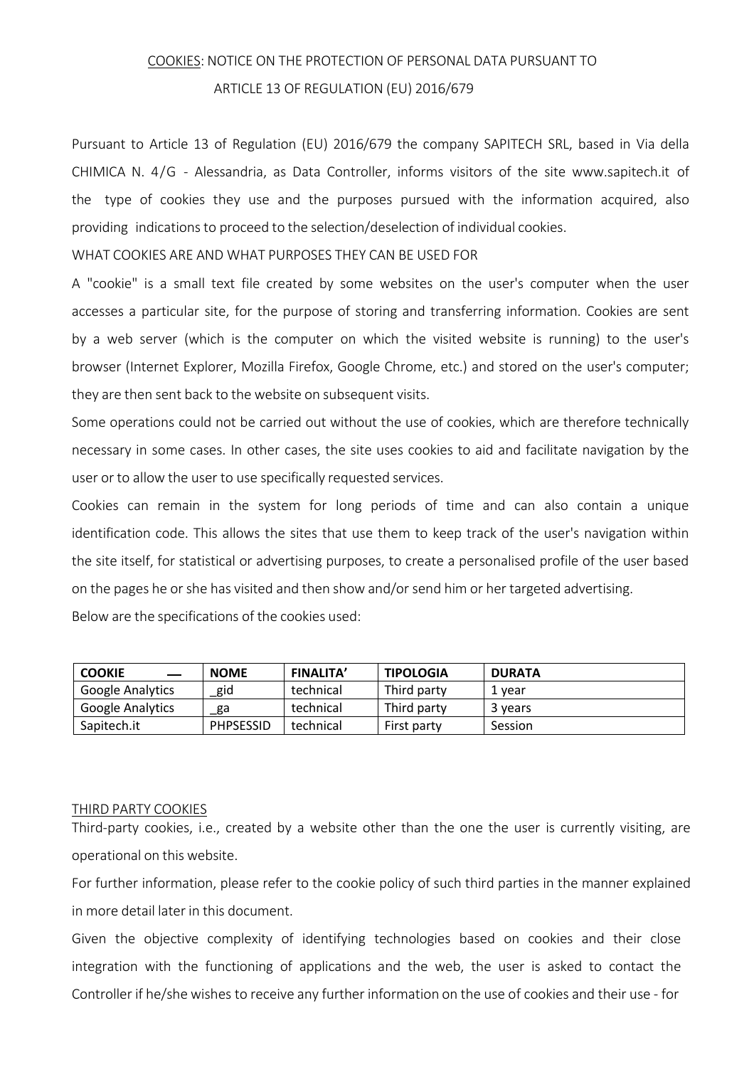# COOKIES: NOTICE ON THE PROTECTION OF PERSONAL DATA PURSUANT TO ARTICLE 13 OF REGULATION (EU) 2016/679

Pursuant to Article 13 of Regulation (EU) 2016/679 the company SAPITECH SRL, based in Via della CHIMICA N. 4/G - Alessandria, as Data Controller, informs visitors of the site www.sapitech.it of the type of cookies they use and the purposes pursued with the information acquired, also providing indications to proceed to the selection/deselection of individual cookies.

WHAT COOKIES ARE AND WHAT PURPOSES THEY CAN BE USED FOR

A "cookie" is a small text file created by some websites on the user's computer when the user accesses a particular site, for the purpose of storing and transferring information. Cookies are sent by a web server (which is the computer on which the visited website is running) to the user's browser (Internet Explorer, Mozilla Firefox, Google Chrome, etc.) and stored on the user's computer; they are then sent back to the website on subsequent visits.

Some operations could not be carried out without the use of cookies, which are therefore technically necessary in some cases. In other cases, the site uses cookies to aid and facilitate navigation by the user or to allow the user to use specifically requested services.

Cookies can remain in the system for long periods of time and can also contain a unique identification code. This allows the sites that use them to keep track of the user's navigation within the site itself, for statistical or advertising purposes, to create a personalised profile of the user based on the pages he or she has visited and then show and/or send him or her targeted advertising.

Below are the specifications of the cookies used:

| COOKIE | NOME | FINALITA' | TIPOLOGIA | DURATA |
|---|---|---|---|---|
| Google Analytics | _gid | technical | Third party | 1 year |
| Google Analytics | _ga | technical | Third party | 3 years |
| Sapitech.it | PHPSESSID | technical | First party | Session |

THIRD PARTY COOKIES

Third-party cookies, i.e., created by a website other than the one the user is currently visiting, are operational on this website.

For further information, please refer to the cookie policy of such third parties in the manner explained in more detail later in this document.

Given the objective complexity of identifying technologies based on cookies and their close integration with the functioning of applications and the web, the user is asked to contact the Controller if he/she wishes to receive any further information on the use of cookies and their use - for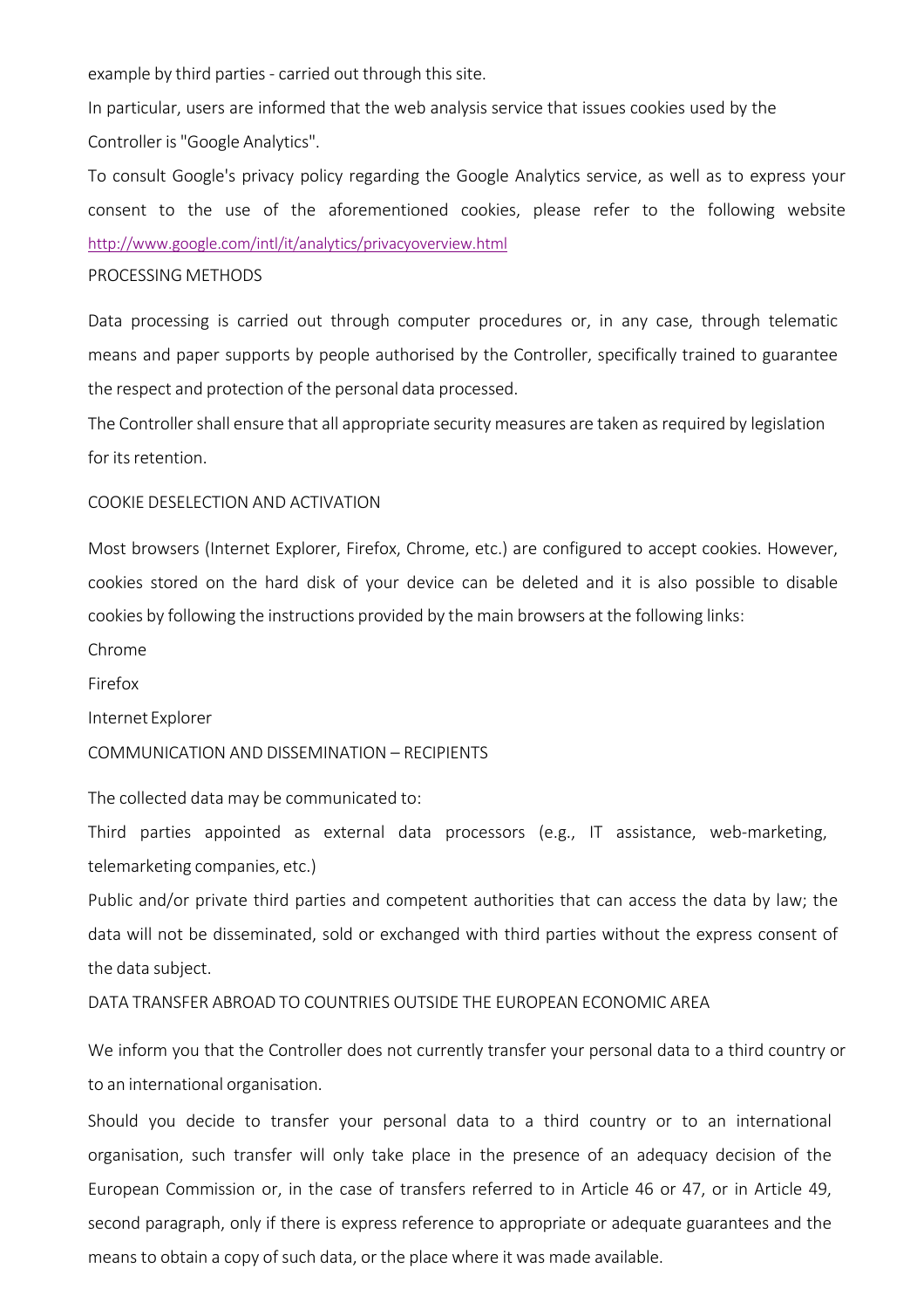example by third parties - carried out through this site.

In particular, users are informed that the web analysis service that issues cookies used by the Controller is "Google Analytics".

To consult Google's privacy policy regarding the Google Analytics service, as well as to express your consent to the use of the aforementioned cookies, please refer to the following website [http://www.google.com/intl/it/analytics/privacyoverview.html](http://www.google.com/intl/it/analytics/privacyoverview.html)

## PROCESSING METHODS

Data processing is carried out through computer procedures or, in any case, through telematic means and paper supports by people authorised by the Controller, specifically trained to guarantee the respect and protection of the personal data processed.

The Controller shall ensure that all appropriate security measures are taken as required by legislation for its retention.

## COOKIE DESELECTION AND ACTIVATION

Most browsers (Internet Explorer, Firefox, Chrome, etc.) are configured to accept cookies. However, cookies stored on the hard disk of your device can be deleted and it is also possible to disable cookies by following the instructions provided by the main browsers at the following links:

Chrome

Firefox

Internet Explorer

## COMMUNICATION AND DISSEMINATION – RECIPIENTS

The collected data may be communicated to:

Third parties appointed as external data processors (e.g., IT assistance, web-marketing, telemarketing companies, etc.)

Public and/or private third parties and competent authorities that can access the data by law; the data will not be disseminated, sold or exchanged with third parties without the express consent of the data subject.

## DATA TRANSFER ABROAD TO COUNTRIES OUTSIDE THE EUROPEAN ECONOMIC AREA

We inform you that the Controller does not currently transfer your personal data to a third country or to an international organisation.

Should you decide to transfer your personal data to a third country or to an international organisation, such transfer will only take place in the presence of an adequacy decision of the European Commission or, in the case of transfers referred to in Article 46 or 47, or in Article 49, second paragraph, only if there is express reference to appropriate or adequate guarantees and the means to obtain a copy of such data, or the place where it was made available.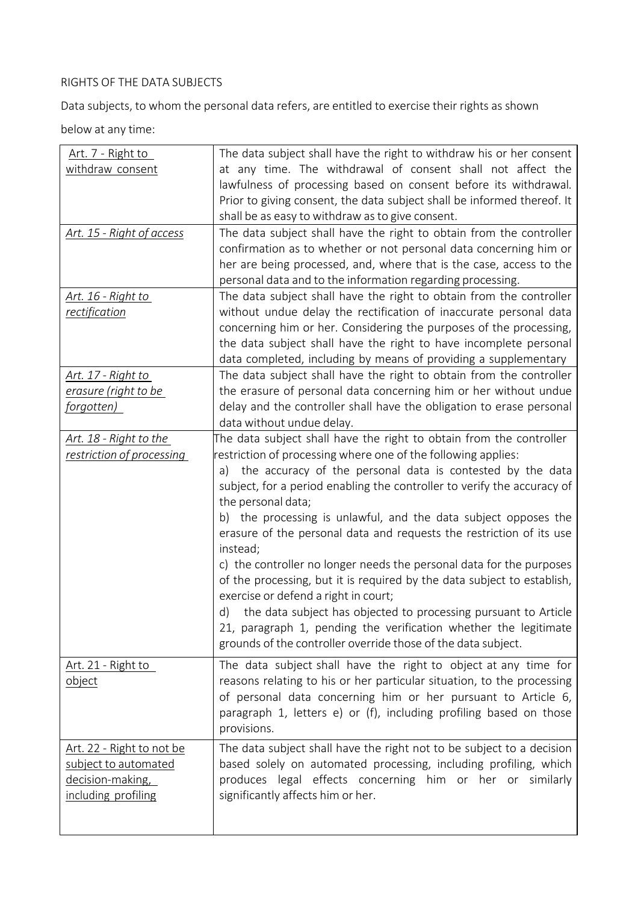RIGHTS OF THE DATA SUBJECTS

Data subjects, to whom the personal data refers, are entitled to exercise their rights as shown below at any time:

| Art. 7 - Right to withdraw consent | The data subject shall have the right to withdraw his or her consent at any time. The withdrawal of consent shall not affect the lawfulness of processing based on consent before its withdrawal. Prior to giving consent, the data subject shall be informed thereof. It shall be as easy to withdraw as to give consent. |
|---|---|
| *Art. 15 - Right of access* | The data subject shall have the right to obtain from the controller confirmation as to whether or not personal data concerning him or her are being processed, and, where that is the case, access to the personal data and to the information regarding processing. |
| *Art. 16 - Right to rectification* | The data subject shall have the right to obtain from the controller without undue delay the rectification of inaccurate personal data concerning him or her. Considering the purposes of the processing, the data subject shall have the right to have incomplete personal data completed, including by means of providing a supplementary |
| *Art. 17 - Right to erasure (right to be forgotten)* | The data subject shall have the right to obtain from the controller the erasure of personal data concerning him or her without undue delay and the controller shall have the obligation to erase personal data without undue delay. |
| *Art. 18 - Right to the restriction of processing* | The data subject shall have the right to obtain from the controller restriction of processing where one of the following applies:<br>a) the accuracy of the personal data is contested by the data subject, for a period enabling the controller to verify the accuracy of the personal data;<br>b) the processing is unlawful, and the data subject opposes the erasure of the personal data and requests the restriction of its use instead;<br>c) the controller no longer needs the personal data for the purposes of the processing, but it is required by the data subject to establish, exercise or defend a right in court;<br>d) the data subject has objected to processing pursuant to Article 21, paragraph 1, pending the verification whether the legitimate grounds of the controller override those of the data subject. |
| Art. 21 - Right to object | The data subject shall have the right to object at any time for reasons relating to his or her particular situation, to the processing of personal data concerning him or her pursuant to Article 6, paragraph 1, letters e) or (f), including profiling based on those provisions. |
| Art. 22 - Right to not be subject to automated decision-making, including profiling | The data subject shall have the right not to be subject to a decision based solely on automated processing, including profiling, which produces legal effects concerning him or her or similarly significantly affects him or her. |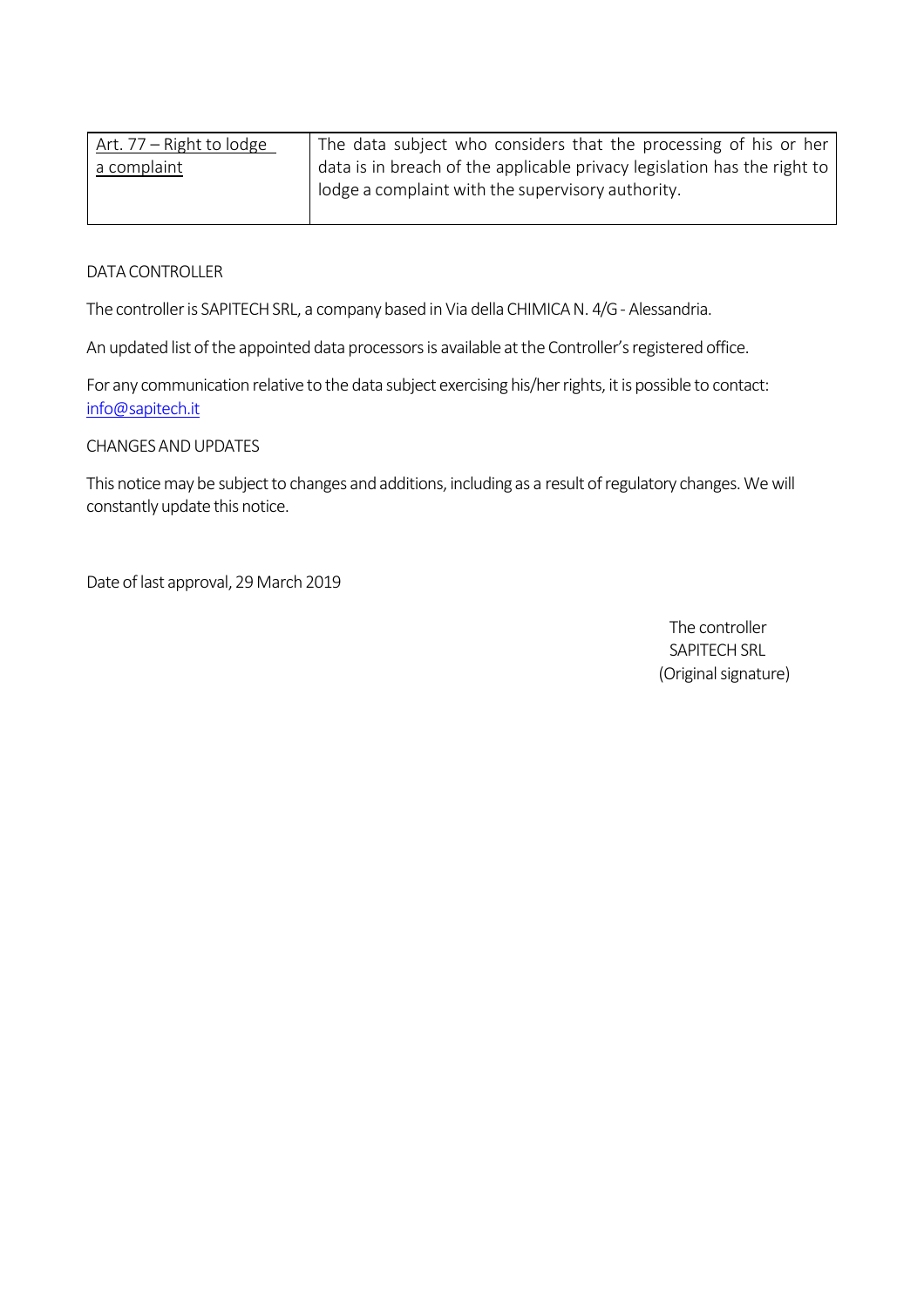| | |
|---|---|
| Art. 77 – Right to lodge a complaint | The data subject who considers that the processing of his or her data is in breach of the applicable privacy legislation has the right to lodge a complaint with the supervisory authority. |

DATA CONTROLLER

The controller is SAPITECH SRL, a company based in Via della CHIMICA N. 4/G - Alessandria.

An updated list of the appointed data processors is available at the Controller's registered office.

For any communication relative to the data subject exercising his/her rights, it is possible to contact: info@sapitech.it

CHANGES AND UPDATES

This notice may be subject to changes and additions, including as a result of regulatory changes. We will constantly update this notice.

Date of last approval, 29 March 2019

The controller
SAPITECH SRL
(Original signature)